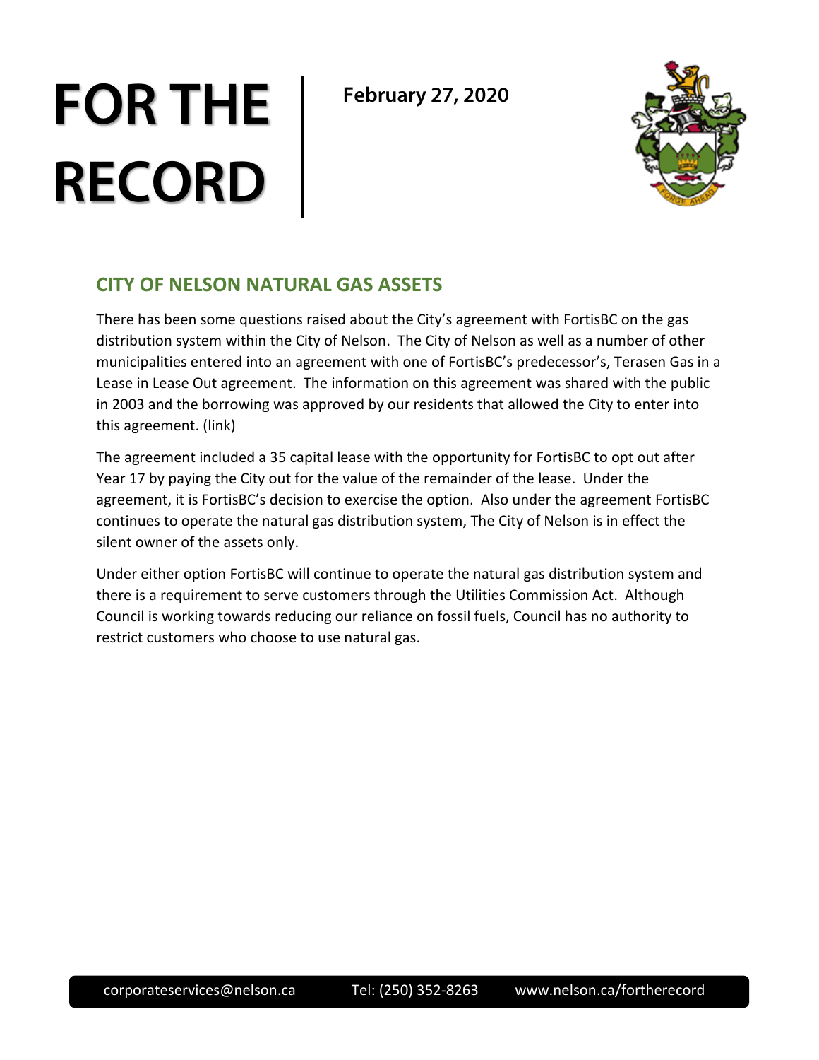# FOR THE RECORD

**February 27, 2020**

## CITY OF NELSON NATURAL GAS ASSETS

There has been some questions raised about the City's agreement with FortisBC on the gas distribution system within the City of Nelson. The City of Nelson as well as a number of other municipalities entered into an agreement with one of FortisBC's predecessor's, Terasen Gas in a Lease in Lease Out agreement. The information on this agreement was shared with the public in 2003 and the borrowing was approved by our residents that allowed the City to enter into this agreement. (link)

The agreement included a 35 capital lease with the opportunity for FortisBC to opt out after Year 17 by paying the City out for the value of the remainder of the lease. Under the agreement, it is FortisBC's decision to exercise the option. Also under the agreement FortisBC continues to operate the natural gas distribution system, The City of Nelson is in effect the silent owner of the assets only.

Under either option FortisBC will continue to operate the natural gas distribution system and there is a requirement to serve customers through the Utilities Commission Act. Although Council is working towards reducing our reliance on fossil fuels, Council has no authority to restrict customers who choose to use natural gas.

corporateservices@nelson.ca Tel: (250) 352-8263 www.nelson.ca/fortherecord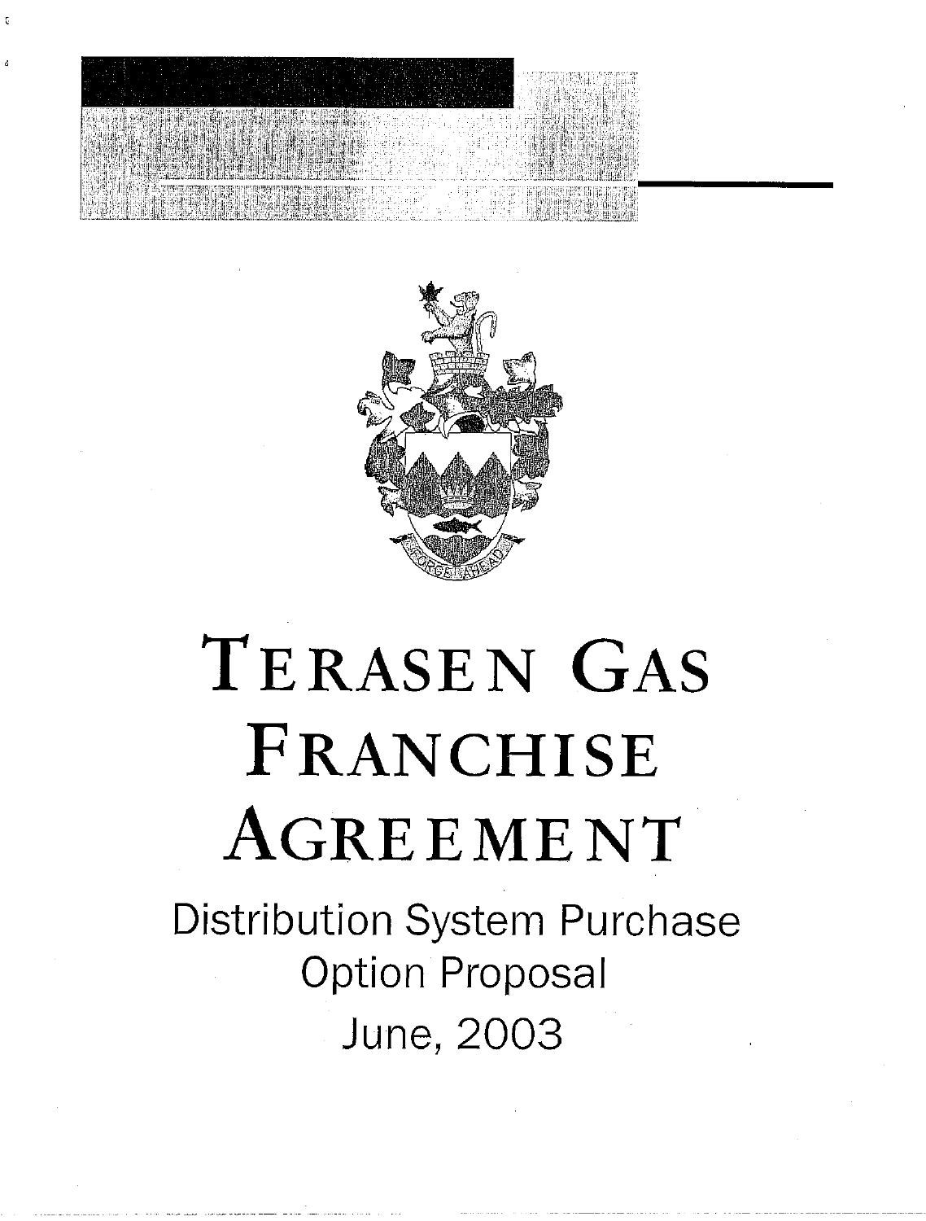# TERASEN GAS FRANCHISE AGREEMENT

Distribution System Purchase Option Proposal

June, 2003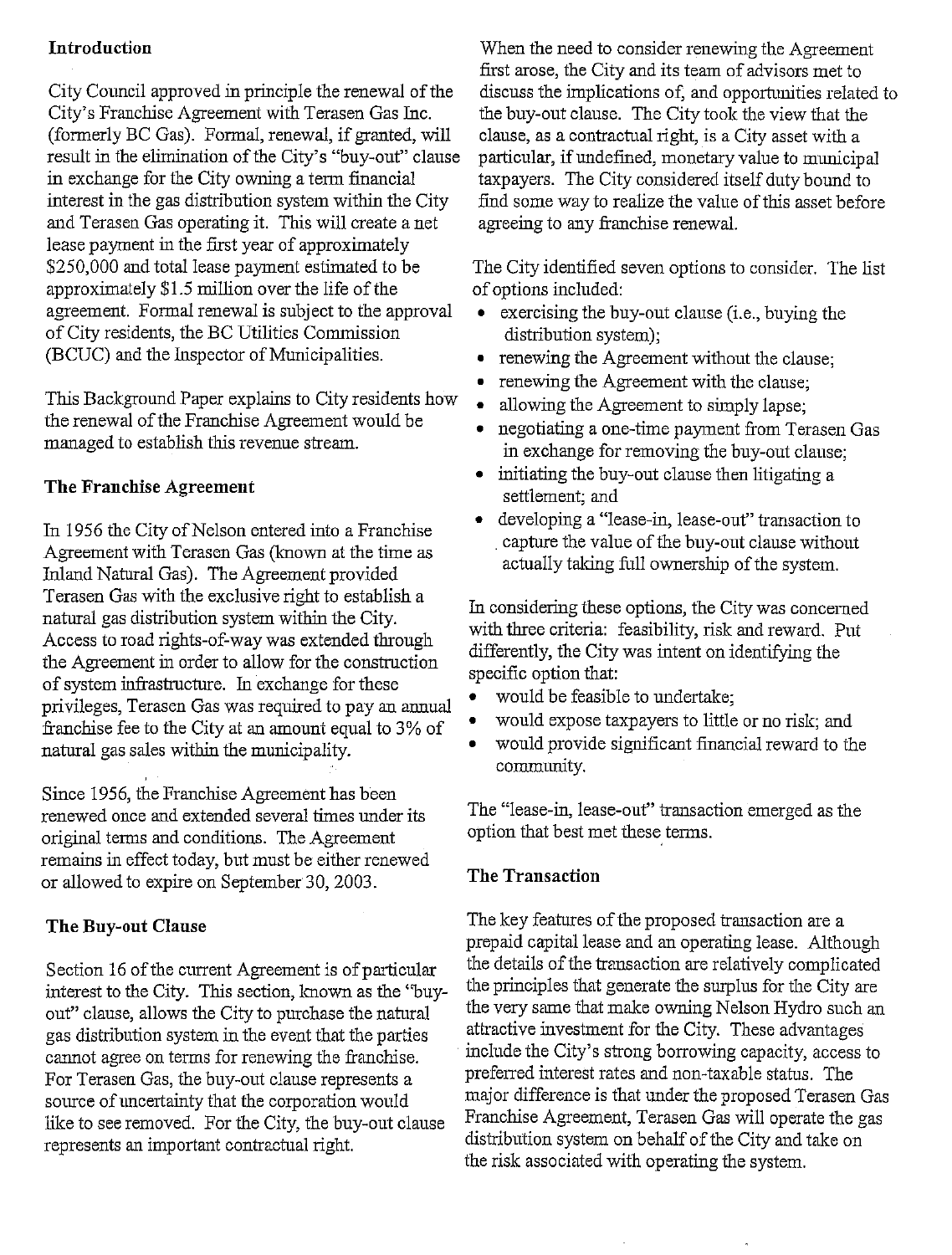## Introduction

City Council approved in principle the renewal of the City's Franchise Agreement with Terasen Gas Inc. (formerly BC Gas). Formal, renewal, if granted, will result in the elimination of the City's "buy-out" clause in exchange for the City owning a term financial interest in the gas distribution system within the City and Terasen Gas operating it. This will create a net lease payment in the first year of approximately $250,000 and total lease payment estimated to be approximately $1.5 million over the life of the agreement. Formal renewal is subject to the approval of City residents, the BC Utilities Commission (BCUC) and the Inspector of Municipalities.

This Background Paper explains to City residents how the renewal of the Franchise Agreement would be managed to establish this revenue stream.

## The Franchise Agreement

In 1956 the City of Nelson entered into a Franchise Agreement with Terasen Gas (known at the time as Inland Natural Gas). The Agreement provided Terasen Gas with the exclusive right to establish a natural gas distribution system within the City. Access to road rights-of-way was extended through the Agreement in order to allow for the construction of system infrastructure. In exchange for these privileges, Terasen Gas was required to pay an annual franchise fee to the City at an amount equal to 3% of natural gas sales within the municipality.

Since 1956, the Franchise Agreement has been renewed once and extended several times under its original terms and conditions. The Agreement remains in effect today, but must be either renewed or allowed to expire on September 30, 2003.

## The Buy-out Clause

Section 16 of the current Agreement is of particular interest to the City. This section, known as the "buy-out" clause, allows the City to purchase the natural gas distribution system in the event that the parties cannot agree on terms for renewing the franchise. For Terasen Gas, the buy-out clause represents a source of uncertainty that the corporation would like to see removed. For the City, the buy-out clause represents an important contractual right.

When the need to consider renewing the Agreement first arose, the City and its team of advisors met to discuss the implications of, and opportunities related to the buy-out clause. The City took the view that the clause, as a contractual right, is a City asset with a particular, if undefined, monetary value to municipal taxpayers. The City considered itself duty bound to find some way to realize the value of this asset before agreeing to any franchise renewal.

The City identified seven options to consider. The list of options included:

- exercising the buy-out clause (i.e., buying the distribution system);
- renewing the Agreement without the clause;
- renewing the Agreement with the clause;
- allowing the Agreement to simply lapse;
- negotiating a one-time payment from Terasen Gas in exchange for removing the buy-out clause;
- initiating the buy-out clause then litigating a settlement; and
- developing a "lease-in, lease-out" transaction to capture the value of the buy-out clause without actually taking full ownership of the system.

In considering these options, the City was concerned with three criteria: feasibility, risk and reward. Put differently, the City was intent on identifying the specific option that:

- would be feasible to undertake;
- would expose taxpayers to little or no risk; and
- would provide significant financial reward to the community.

The "lease-in, lease-out" transaction emerged as the option that best met these terms.

## The Transaction

The key features of the proposed transaction are a prepaid capital lease and an operating lease. Although the details of the transaction are relatively complicated the principles that generate the surplus for the City are the very same that make owning Nelson Hydro such an attractive investment for the City. These advantages include the City's strong borrowing capacity, access to preferred interest rates and non-taxable status. The major difference is that under the proposed Terasen Gas Franchise Agreement, Terasen Gas will operate the gas distribution system on behalf of the City and take on the risk associated with operating the system.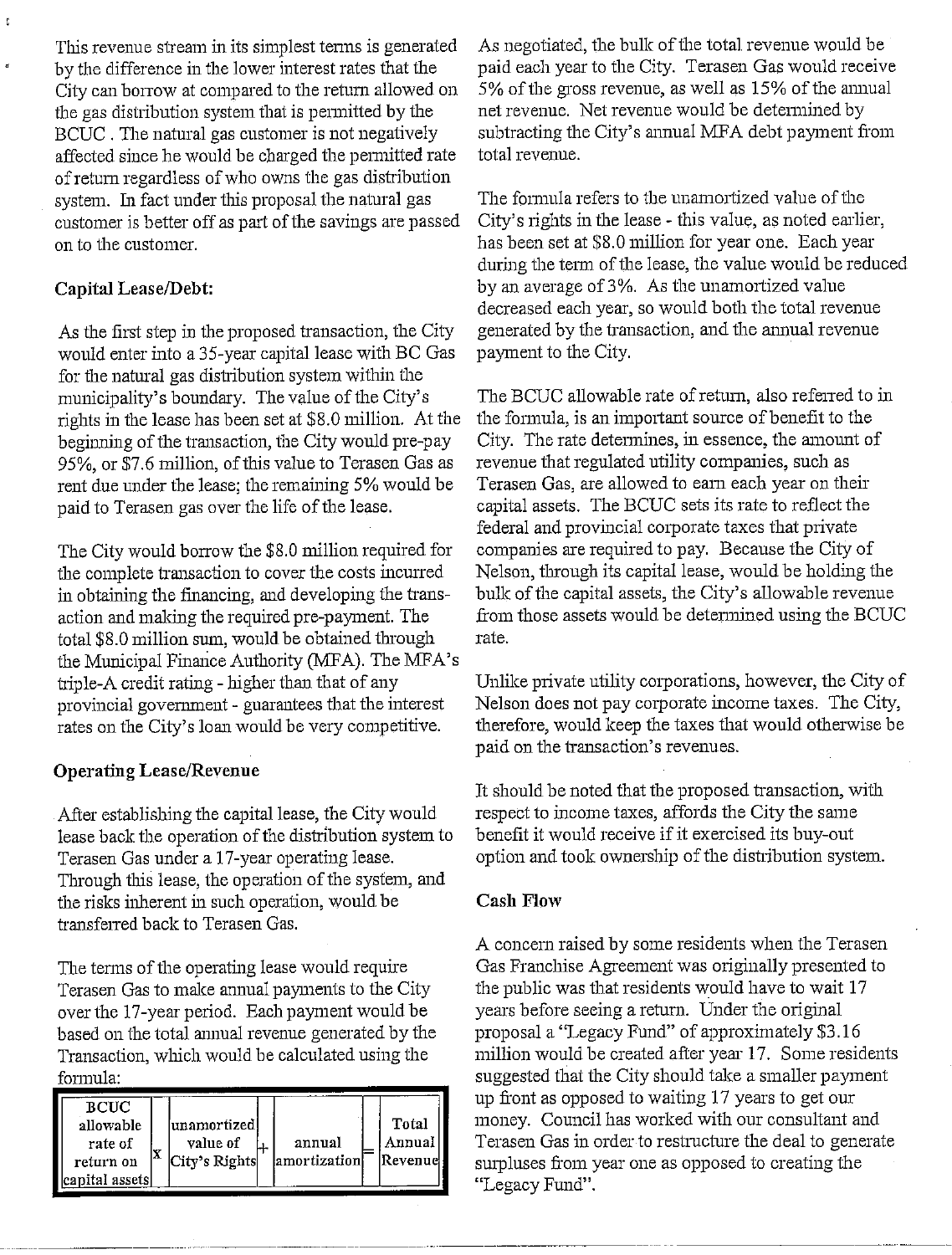This revenue stream in its simplest terms is generated by the difference in the lower interest rates that the City can borrow at compared to the return allowed on the gas distribution system that is permitted by the BCUC . The natural gas customer is not negatively affected since he would be charged the permitted rate of return regardless of who owns the gas distribution system. In fact under this proposal the natural gas customer is better off as part of the savings are passed on to the customer.

### Capital Lease/Debt:

As the first step in the proposed transaction, the City would enter into a 35-year capital lease with BC Gas for the natural gas distribution system within the municipality's boundary. The value of the City's rights in the lease has been set at $8.0 million. At the beginning of the transaction, the City would pre-pay 95%, or $7.6 million, of this value to Terasen Gas as rent due under the lease; the remaining 5% would be paid to Terasen gas over the life of the lease.

The City would borrow the $8.0 million required for the complete transaction to cover the costs incurred in obtaining the financing, and developing the transaction and making the required pre-payment. The total $8.0 million sum, would be obtained through the Municipal Finance Authority (MFA). The MFA's triple-A credit rating - higher than that of any provincial government - guarantees that the interest rates on the City's loan would be very competitive.

### Operating Lease/Revenue

After establishing the capital lease, the City would lease back the operation of the distribution system to Terasen Gas under a 17-year operating lease. Through this lease, the operation of the system, and the risks inherent in such operation, would be transferred back to Terasen Gas.

The terms of the operating lease would require Terasen Gas to make annual payments to the City over the 17-year period. Each payment would be based on the total annual revenue generated by the Transaction, which would be calculated using the formula:

| BCUC allowable rate of return on capital assets | x | unamortized value of City's Rights | + | annual amortization | = | Total Annual Revenue |
|---|---|---|---|---|---|---|

As negotiated, the bulk of the total revenue would be paid each year to the City. Terasen Gas would receive 5% of the gross revenue, as well as 15% of the annual net revenue. Net revenue would be determined by subtracting the City's annual MFA debt payment from total revenue.

The formula refers to the unamortized value of the City's rights in the lease - this value, as noted earlier, has been set at $8.0 million for year one. Each year during the term of the lease, the value would be reduced by an average of 3%. As the unamortized value decreased each year, so would both the total revenue generated by the transaction, and the annual revenue payment to the City.

The BCUC allowable rate of return, also referred to in the formula, is an important source of benefit to the City. The rate determines, in essence, the amount of revenue that regulated utility companies, such as Terasen Gas, are allowed to earn each year on their capital assets. The BCUC sets its rate to reflect the federal and provincial corporate taxes that private companies are required to pay. Because the City of Nelson, through its capital lease, would be holding the bulk of the capital assets, the City's allowable revenue from those assets would be determined using the BCUC rate.

Unlike private utility corporations, however, the City of Nelson does not pay corporate income taxes. The City, therefore, would keep the taxes that would otherwise be paid on the transaction's revenues.

It should be noted that the proposed transaction, with respect to income taxes, affords the City the same benefit it would receive if it exercised its buy-out option and took ownership of the distribution system.

### Cash Flow

A concern raised by some residents when the Terasen Gas Franchise Agreement was originally presented to the public was that residents would have to wait 17 years before seeing a return. Under the original proposal a "Legacy Fund" of approximately $3.16 million would be created after year 17. Some residents suggested that the City should take a smaller payment up front as opposed to waiting 17 years to get our money. Council has worked with our consultant and Terasen Gas in order to restructure the deal to generate surpluses from year one as opposed to creating the "Legacy Fund".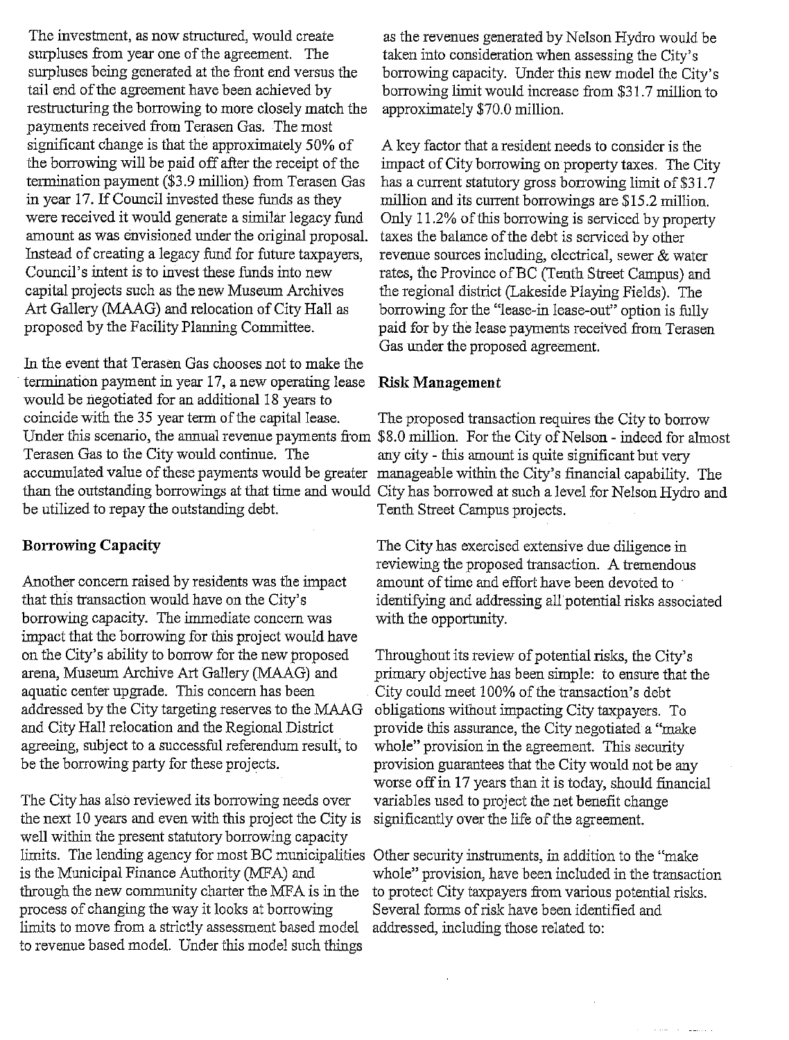The investment, as now structured, would create surpluses from year one of the agreement. The surpluses being generated at the front end versus the tail end of the agreement have been achieved by restructuring the borrowing to more closely match the payments received from Terasen Gas. The most significant change is that the approximately 50% of the borrowing will be paid off after the receipt of the termination payment ($3.9 million) from Terasen Gas in year 17. If Council invested these funds as they were received it would generate a similar legacy fund amount as was envisioned under the original proposal. Instead of creating a legacy fund for future taxpayers, Council's intent is to invest these funds into new capital projects such as the new Museum Archives Art Gallery (MAAG) and relocation of City Hall as proposed by the Facility Planning Committee.

In the event that Terasen Gas chooses not to make the termination payment in year 17, a new operating lease would be negotiated for an additional 18 years to coincide with the 35 year term of the capital lease. Under this scenario, the annual revenue payments from Terasen Gas to the City would continue. The accumulated value of these payments would be greater than the outstanding borrowings at that time and would be utilized to repay the outstanding debt.

## Borrowing Capacity

Another concern raised by residents was the impact that this transaction would have on the City's borrowing capacity. The immediate concern was impact that the borrowing for this project would have on the City's ability to borrow for the new proposed arena, Museum Archive Art Gallery (MAAG) and aquatic center upgrade. This concern has been addressed by the City targeting reserves to the MAAG and City Hall relocation and the Regional District agreeing, subject to a successful referendum result, to be the borrowing party for these projects.

The City has also reviewed its borrowing needs over the next 10 years and even with this project the City is well within the present statutory borrowing capacity limits. The lending agency for most BC municipalities is the Municipal Finance Authority (MFA) and through the new community charter the MFA is in the process of changing the way it looks at borrowing limits to move from a strictly assessment based model to revenue based model. Under this model such things as the revenues generated by Nelson Hydro would be taken into consideration when assessing the City's borrowing capacity. Under this new model the City's borrowing limit would increase from $31.7 million to approximately $70.0 million.

A key factor that a resident needs to consider is the impact of City borrowing on property taxes. The City has a current statutory gross borrowing limit of $31.7 million and its current borrowings are $15.2 million. Only 11.2% of this borrowing is serviced by property taxes the balance of the debt is serviced by other revenue sources including, electrical, sewer & water rates, the Province of BC (Tenth Street Campus) and the regional district (Lakeside Playing Fields). The borrowing for the "lease-in lease-out" option is fully paid for by the lease payments received from Terasen Gas under the proposed agreement.

## Risk Management

The proposed transaction requires the City to borrow $8.0 million. For the City of Nelson - indeed for almost any city - this amount is quite significant but very manageable within the City's financial capability. The City has borrowed at such a level for Nelson Hydro and Tenth Street Campus projects.

The City has exercised extensive due diligence in reviewing the proposed transaction. A tremendous amount of time and effort have been devoted to identifying and addressing all potential risks associated with the opportunity.

Throughout its review of potential risks, the City's primary objective has been simple: to ensure that the City could meet 100% of the transaction's debt obligations without impacting City taxpayers. To provide this assurance, the City negotiated a "make whole" provision in the agreement. This security provision guarantees that the City would not be any worse off in 17 years than it is today, should financial variables used to project the net benefit change significantly over the life of the agreement.

Other security instruments, in addition to the "make whole" provision, have been included in the transaction to protect City taxpayers from various potential risks. Several forms of risk have been identified and addressed, including those related to: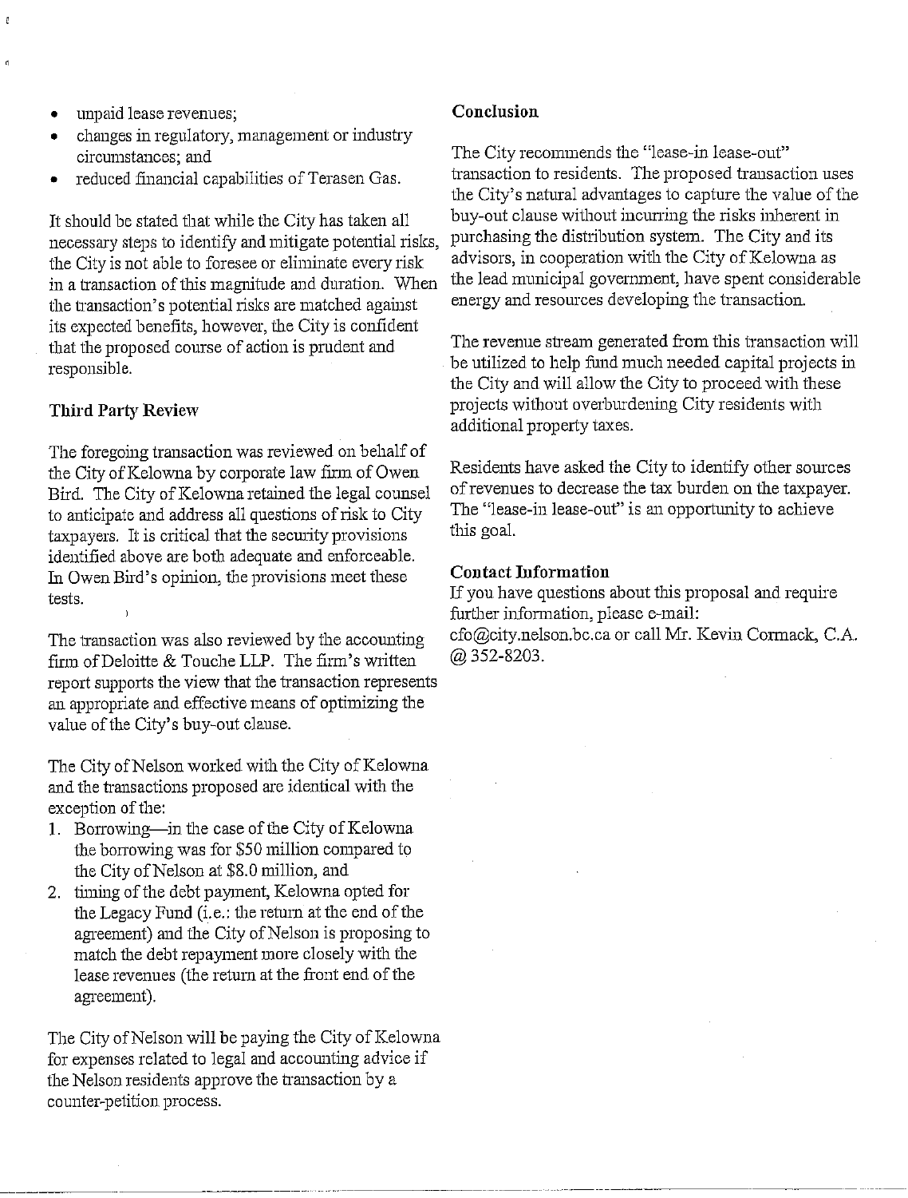- unpaid lease revenues;
- changes in regulatory, management or industry circumstances; and
- reduced financial capabilities of Terasen Gas.

It should be stated that while the City has taken all necessary steps to identify and mitigate potential risks, the City is not able to foresee or eliminate every risk in a transaction of this magnitude and duration. When the transaction's potential risks are matched against its expected benefits, however, the City is confident that the proposed course of action is prudent and responsible.

**Third Party Review**

The foregoing transaction was reviewed on behalf of the City of Kelowna by corporate law firm of Owen Bird. The City of Kelowna retained the legal counsel to anticipate and address all questions of risk to City taxpayers. It is critical that the security provisions identified above are both adequate and enforceable. In Owen Bird's opinion, the provisions meet these tests.

The transaction was also reviewed by the accounting firm of Deloitte & Touche LLP. The firm's written report supports the view that the transaction represents an appropriate and effective means of optimizing the value of the City's buy-out clause.

The City of Nelson worked with the City of Kelowna and the transactions proposed are identical with the exception of the:

1. Borrowing—in the case of the City of Kelowna the borrowing was for $50 million compared to the City of Nelson at $8.0 million, and
2. timing of the debt payment, Kelowna opted for the Legacy Fund (i.e.: the return at the end of the agreement) and the City of Nelson is proposing to match the debt repayment more closely with the lease revenues (the return at the front end of the agreement).

The City of Nelson will be paying the City of Kelowna for expenses related to legal and accounting advice if the Nelson residents approve the transaction by a counter-petition process.

**Conclusion**

The City recommends the "lease-in lease-out" transaction to residents. The proposed transaction uses the City's natural advantages to capture the value of the buy-out clause without incurring the risks inherent in purchasing the distribution system. The City and its advisors, in cooperation with the City of Kelowna as the lead municipal government, have spent considerable energy and resources developing the transaction.

The revenue stream generated from this transaction will be utilized to help fund much needed capital projects in the City and will allow the City to proceed with these projects without overburdening City residents with additional property taxes.

Residents have asked the City to identify other sources of revenues to decrease the tax burden on the taxpayer. The "lease-in lease-out" is an opportunity to achieve this goal.

**Contact Information**

If you have questions about this proposal and require further information, please e-mail: cfo@city.nelson.bc.ca or call Mr. Kevin Cormack, C.A. @ 352-8203.